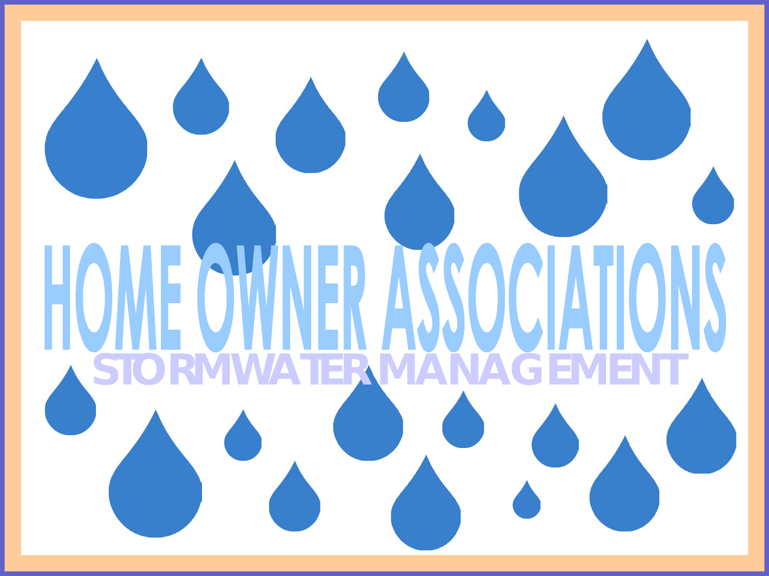# HOME OWNER ASSOCIATIONS

## STORMWATER MANAGEMENT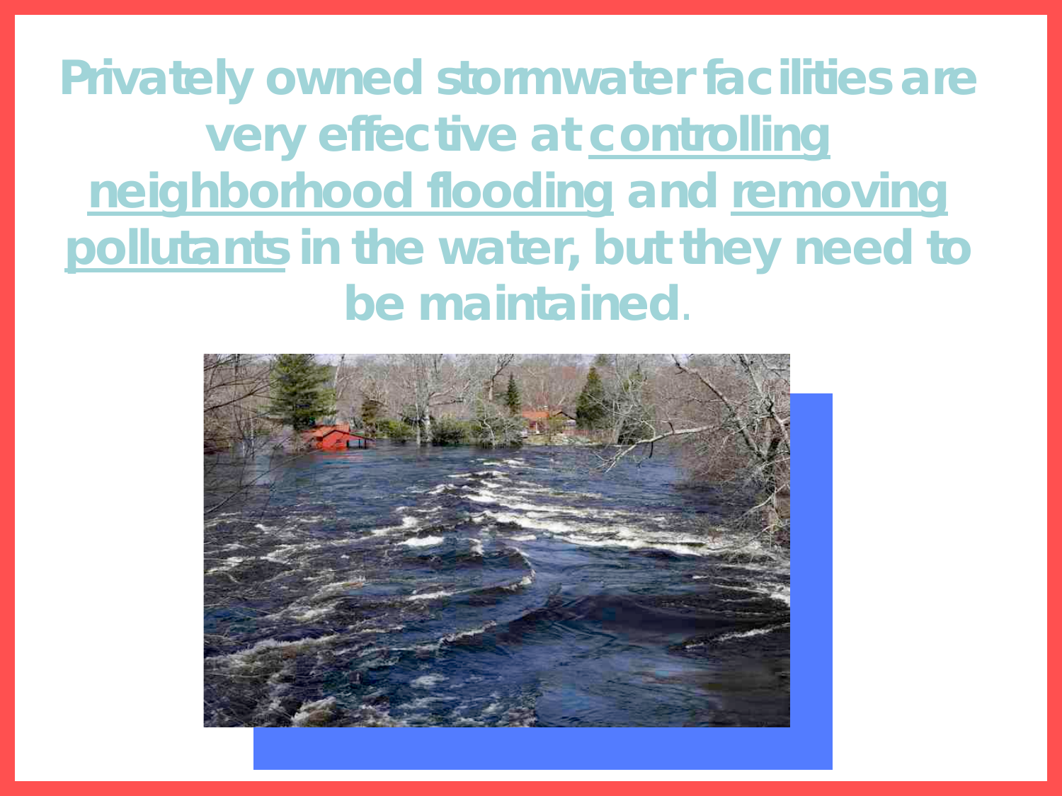**Privately owned stormwater facilities are very effective at controlling neighborhood flooding and removing pollutants in the water, but they need to be maintained.**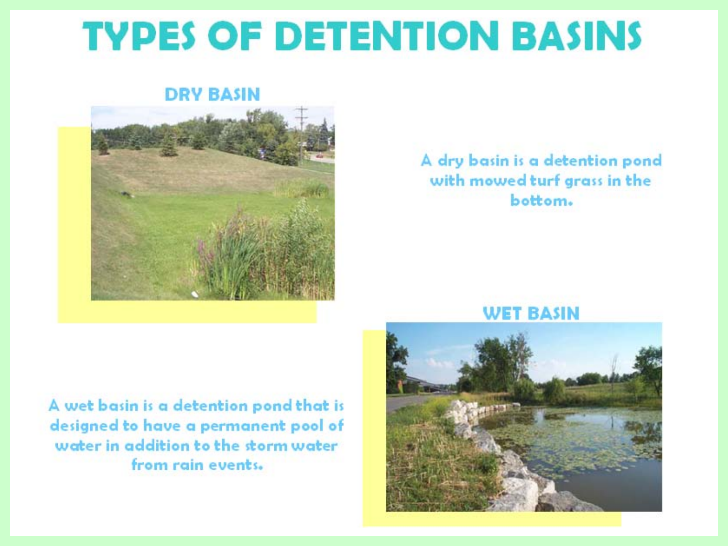# TYPES OF DETENTION BASINS

## DRY BASIN

A dry basin is a detention pond with mowed turf grass in the bottom.

## WET BASIN

A wet basin is a detention pond that is designed to have a permanent pool of water in addition to the storm water from rain events.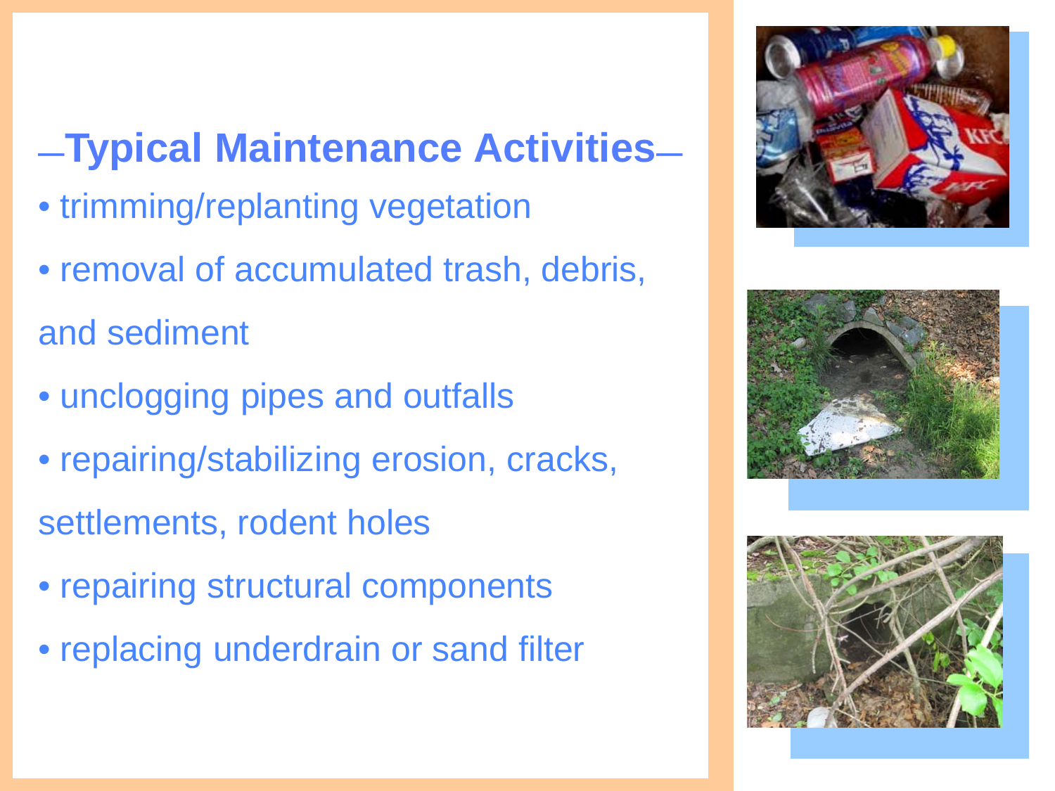## —Typical Maintenance Activities—

- trimming/replanting vegetation
- removal of accumulated trash, debris, and sediment
- unclogging pipes and outfalls
- repairing/stabilizing erosion, cracks, settlements, rodent holes
- repairing structural components
- replacing underdrain or sand filter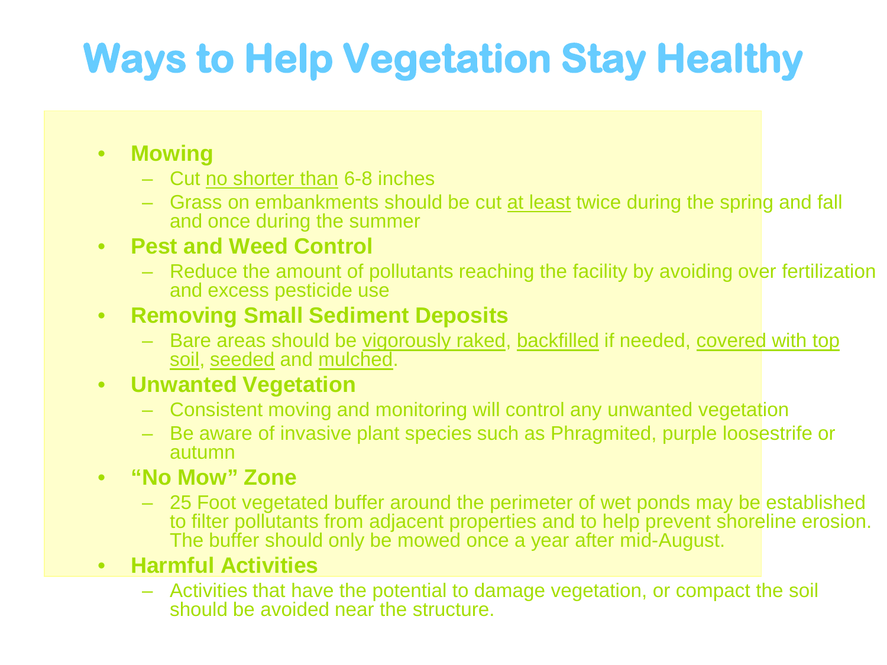# Ways to Help Vegetation Stay Healthy

- **Mowing**
  - Cut no shorter than 6-8 inches
  - Grass on embankments should be cut at least twice during the spring and fall and once during the summer
- **Pest and Weed Control**
  - Reduce the amount of pollutants reaching the facility by avoiding over fertilization and excess pesticide use
- **Removing Small Sediment Deposits**
  - Bare areas should be vigorously raked, backfilled if needed, covered with top soil, seeded and mulched.
- **Unwanted Vegetation**
  - Consistent moving and monitoring will control any unwanted vegetation
  - Be aware of invasive plant species such as Phragmited, purple loosestrife or autumn
- **"No Mow" Zone**
  - 25 Foot vegetated buffer around the perimeter of wet ponds may be established to filter pollutants from adjacent properties and to help prevent shoreline erosion. The buffer should only be mowed once a year after mid-August.
- **Harmful Activities**
  - Activities that have the potential to damage vegetation, or compact the soil should be avoided near the structure.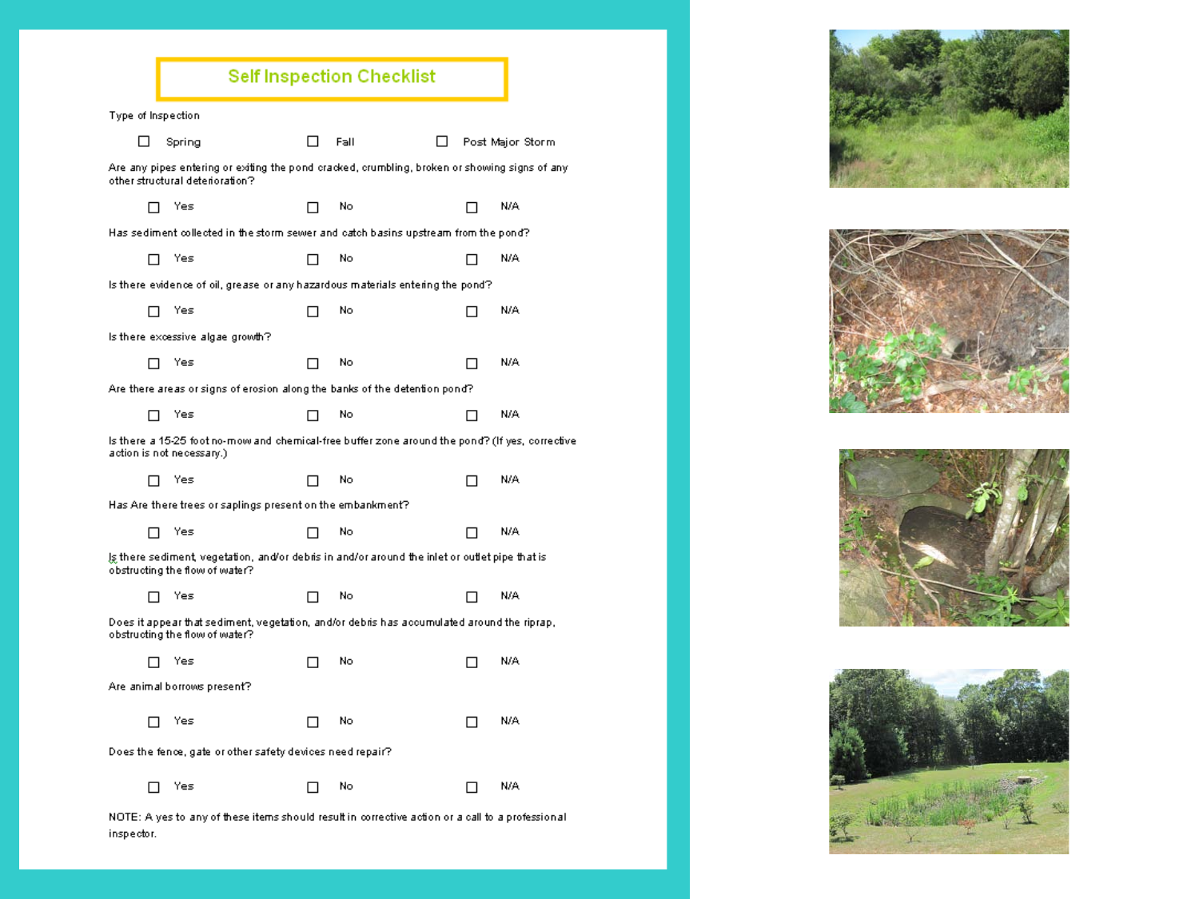# Self Inspection Checklist

Type of Inspection

☐ Spring ☐ Fall ☐ Post Major Storm

Are any pipes entering or exiting the pond cracked, crumbling, broken or showing signs of any other structural deterioration?

☐ Yes ☐ No ☐ N/A

Has sediment collected in the storm sewer and catch basins upstream from the pond?

☐ Yes ☐ No ☐ N/A

Is there evidence of oil, grease or any hazardous materials entering the pond?

☐ Yes ☐ No ☐ N/A

Is there excessive algae growth?

☐ Yes ☐ No ☐ N/A

Are there areas or signs of erosion along the banks of the detention pond?

☐ Yes ☐ No ☐ N/A

Is there a 15-25 foot no-mow and chemical-free buffer zone around the pond? (If yes, corrective action is not necessary.)

☐ Yes ☐ No ☐ N/A

Has Are there trees or saplings present on the embankment?

☐ Yes ☐ No ☐ N/A

Is there sediment, vegetation, and/or debris in and/or around the inlet or outlet pipe that is obstructing the flow of water?

☐ Yes ☐ No ☐ N/A

Does it appear that sediment, vegetation, and/or debris has accumulated around the riprap, obstructing the flow of water?

☐ Yes ☐ No ☐ N/A

Are animal borrows present?

☐ Yes ☐ No ☐ N/A

Does the fence, gate or other safety devices need repair?

☐ Yes ☐ No ☐ N/A

NOTE: A yes to any of these items should result in corrective action or a call to a professional inspector.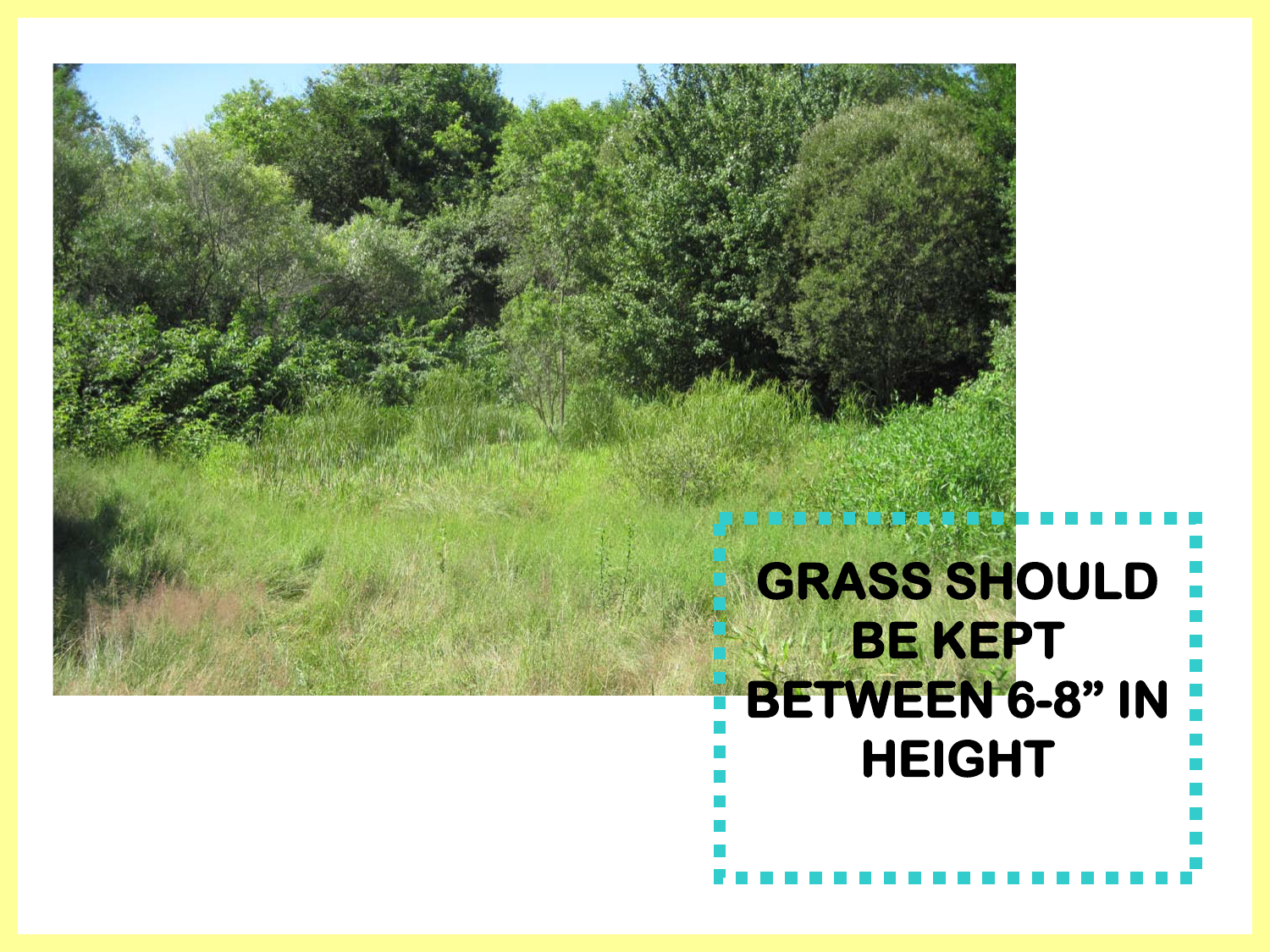**GRASS SHOULD BE KEPT BETWEEN 6-8" IN HEIGHT**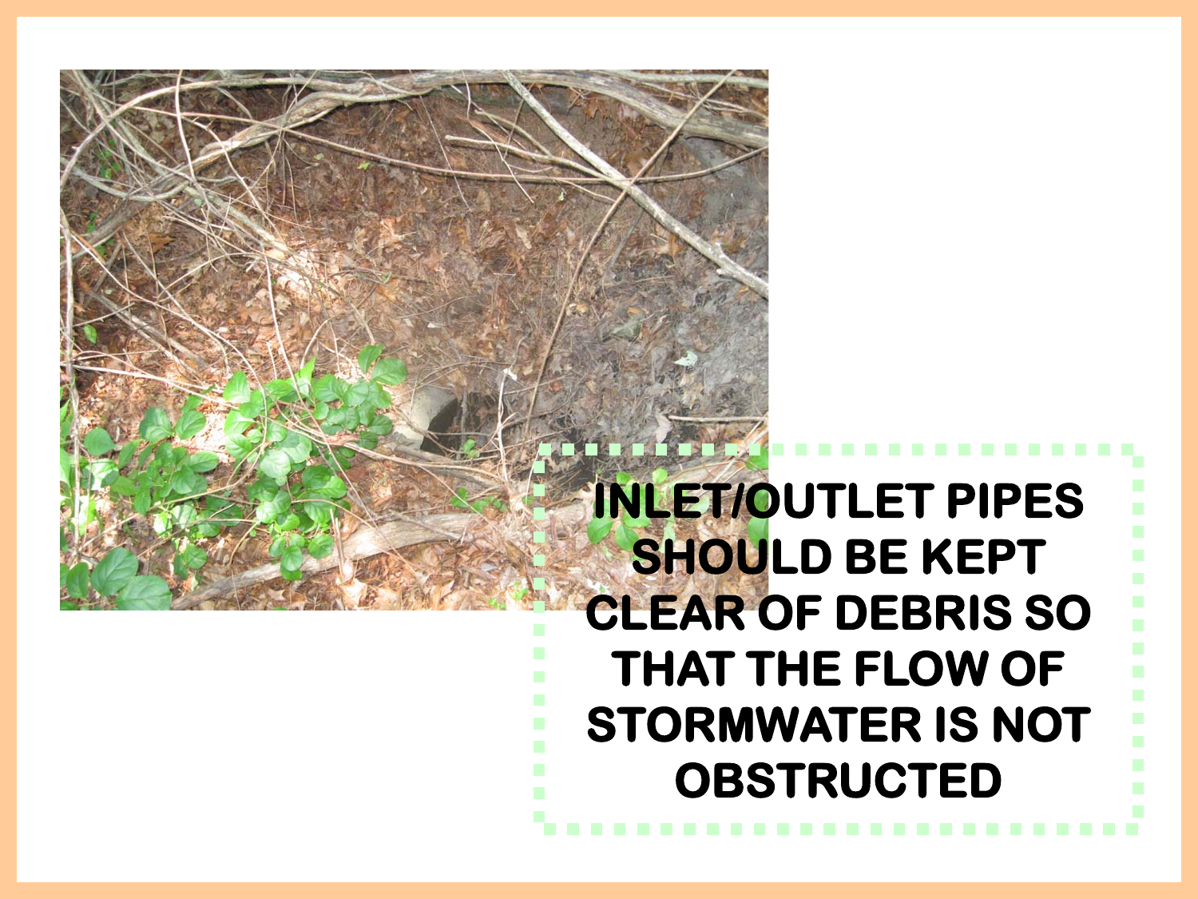INLET/OUTLET PIPES SHOULD BE KEPT CLEAR OF DEBRIS SO THAT THE FLOW OF STORMWATER IS NOT OBSTRUCTED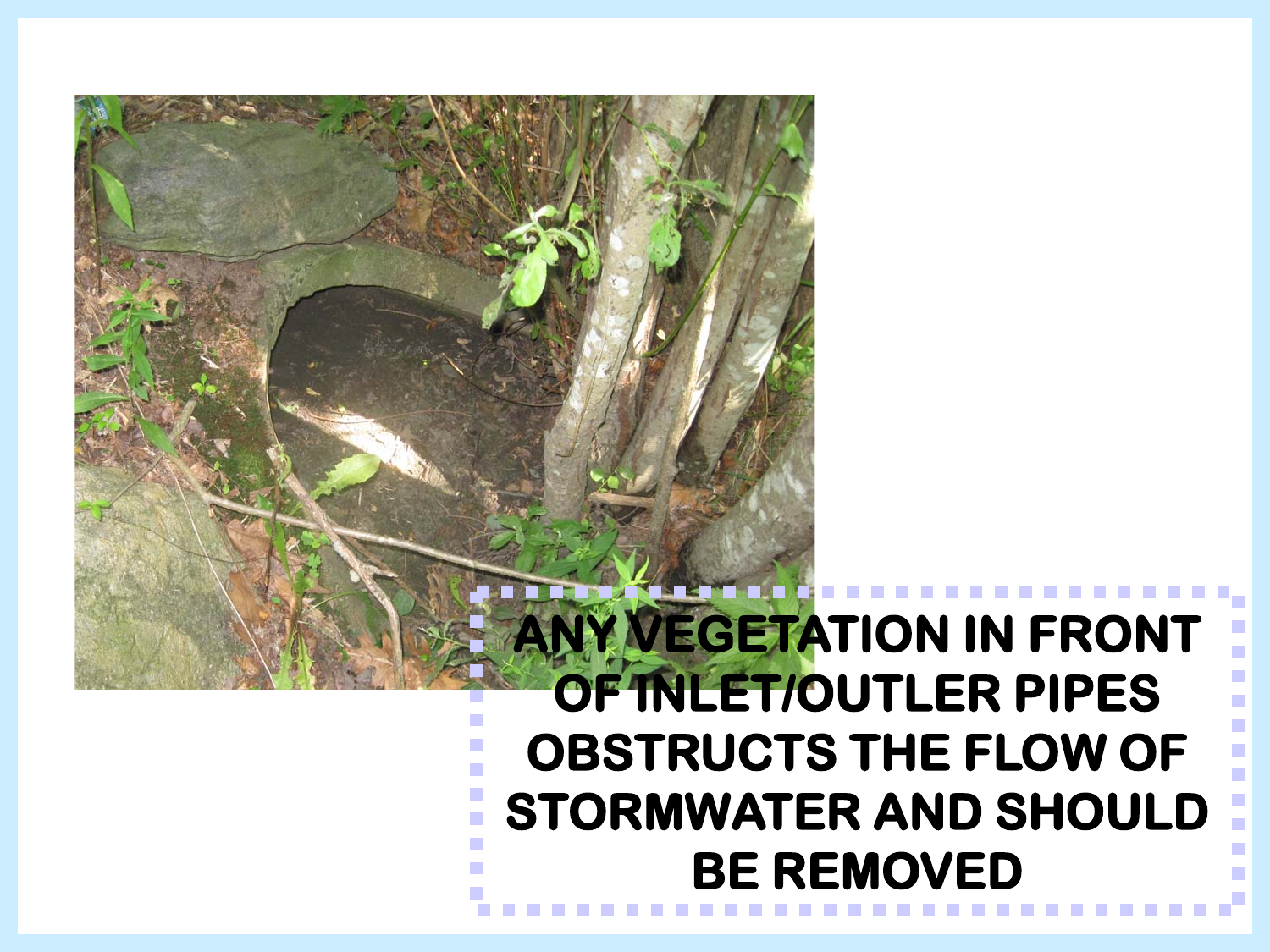ANY VEGETATION IN FRONT OF INLET/OUTLER PIPES OBSTRUCTS THE FLOW OF STORMWATER AND SHOULD BE REMOVED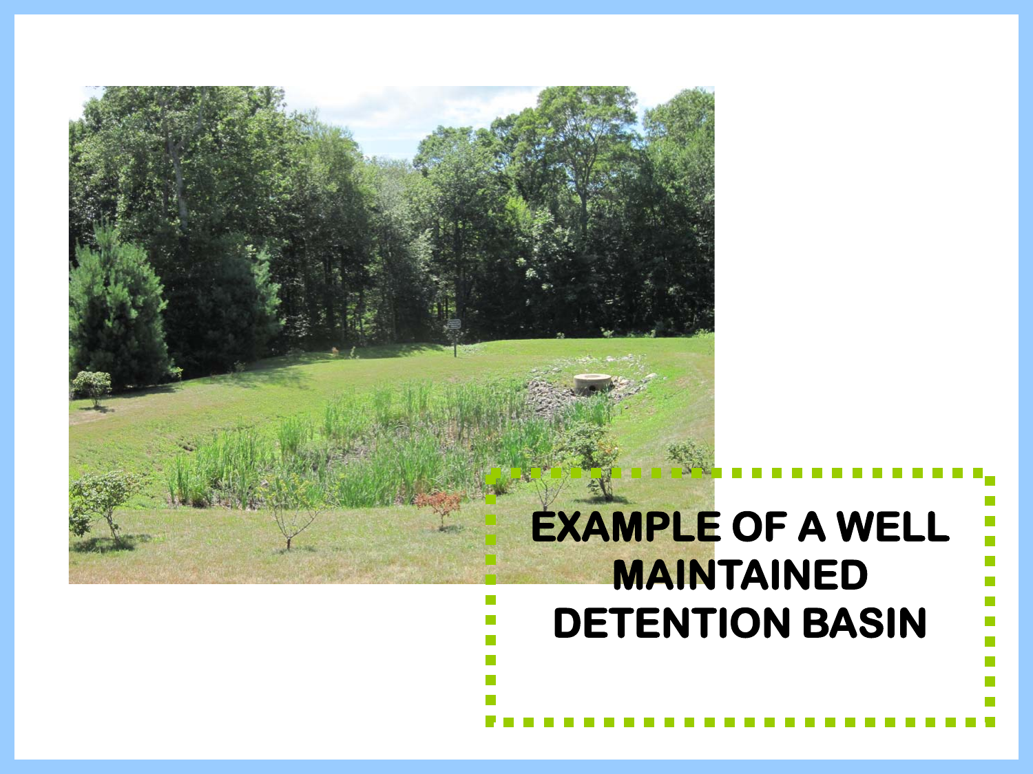EXAMPLE OF A WELL MAINTAINED DETENTION BASIN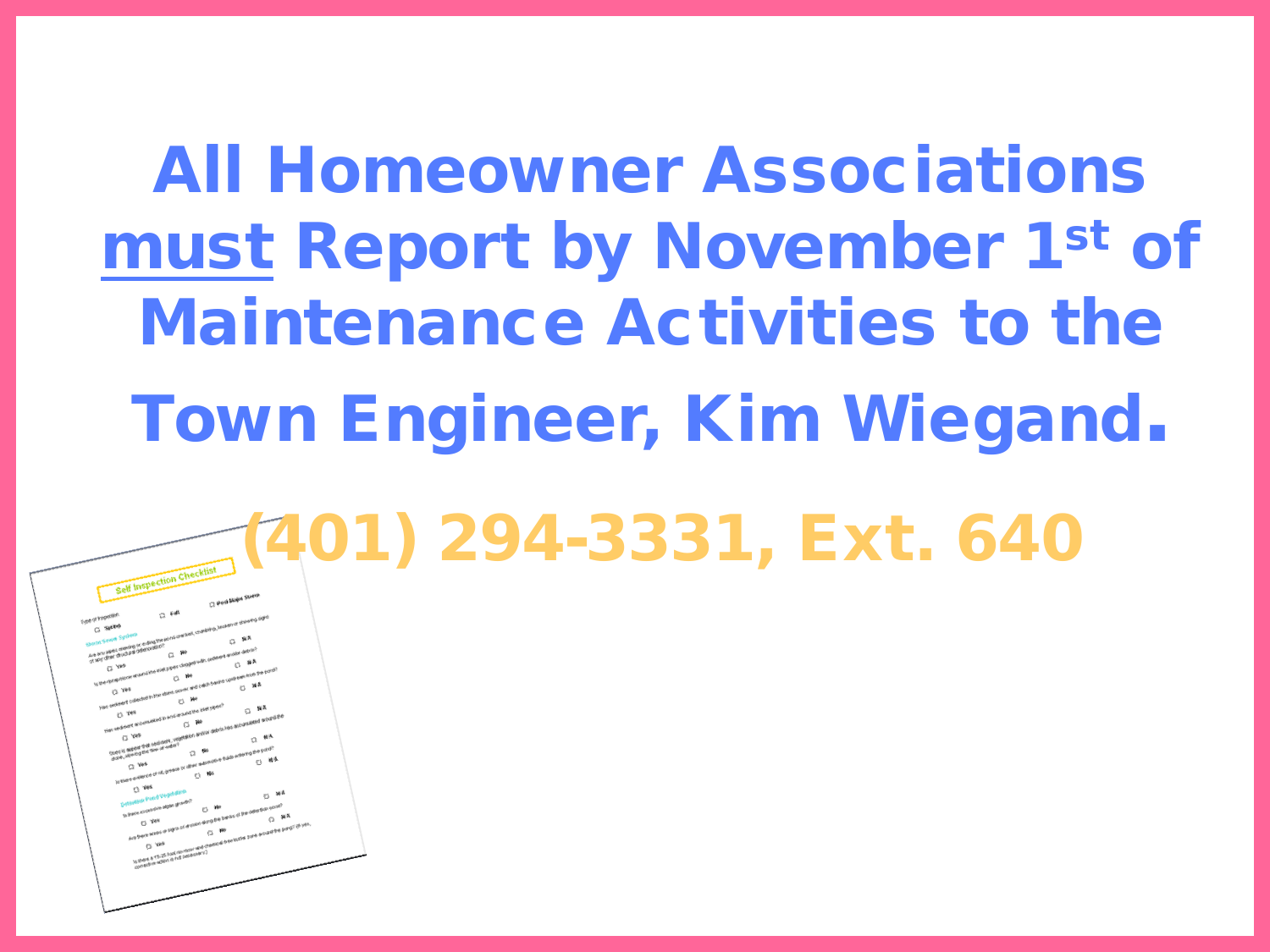# All Homeowner Associations <u>must</u> Report by November 1st of Maintenance Activities to the Town Engineer, Kim Wiegand.

**(401) 294-3331, Ext. 640**